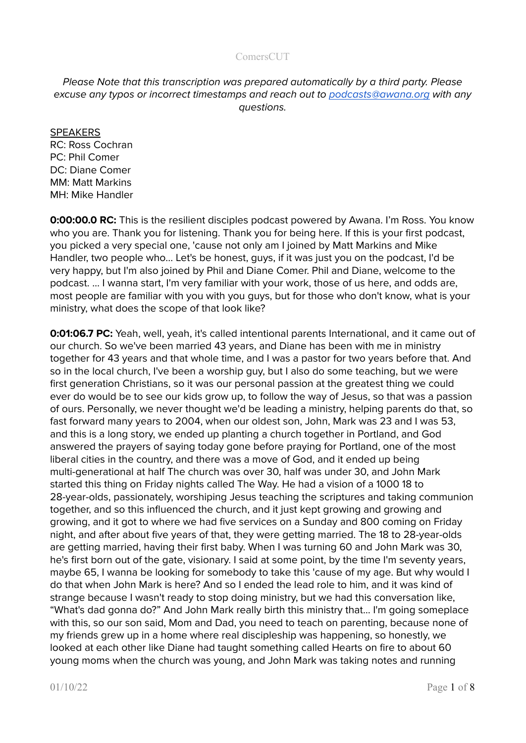ComersCUT

*Please Note that this transcription was prepared automatically by a third party. Please excuse any typos or incorrect timestamps and reach out to [podcasts@awana.org](mailto:podcasts@awana.org) with any questions.*

<u>SPEAKERS</u>
RC: Ross Cochran
PC: Phil Comer
DC: Diane Comer
MM: Matt Markins
MH: Mike Handler

**0:00:00.0 RC:** This is the resilient disciples podcast powered by Awana. I'm Ross. You know who you are. Thank you for listening. Thank you for being here. If this is your first podcast, you picked a very special one, 'cause not only am I joined by Matt Markins and Mike Handler, two people who... Let's be honest, guys, if it was just you on the podcast, I'd be very happy, but I'm also joined by Phil and Diane Comer. Phil and Diane, welcome to the podcast. ... I wanna start, I'm very familiar with your work, those of us here, and odds are, most people are familiar with you with you guys, but for those who don't know, what is your ministry, what does the scope of that look like?

**0:01:06.7 PC:** Yeah, well, yeah, it's called intentional parents International, and it came out of our church. So we've been married 43 years, and Diane has been with me in ministry together for 43 years and that whole time, and I was a pastor for two years before that. And so in the local church, I've been a worship guy, but I also do some teaching, but we were first generation Christians, so it was our personal passion at the greatest thing we could ever do would be to see our kids grow up, to follow the way of Jesus, so that was a passion of ours. Personally, we never thought we'd be leading a ministry, helping parents do that, so fast forward many years to 2004, when our oldest son, John, Mark was 23 and I was 53, and this is a long story, we ended up planting a church together in Portland, and God answered the prayers of saying today gone before praying for Portland, one of the most liberal cities in the country, and there was a move of God, and it ended up being multi-generational at half The church was over 30, half was under 30, and John Mark started this thing on Friday nights called The Way. He had a vision of a 1000 18 to 28-year-olds, passionately, worshiping Jesus teaching the scriptures and taking communion together, and so this influenced the church, and it just kept growing and growing and growing, and it got to where we had five services on a Sunday and 800 coming on Friday night, and after about five years of that, they were getting married. The 18 to 28-year-olds are getting married, having their first baby. When I was turning 60 and John Mark was 30, he's first born out of the gate, visionary. I said at some point, by the time I'm seventy years, maybe 65, I wanna be looking for somebody to take this 'cause of my age. But why would I do that when John Mark is here? And so I ended the lead role to him, and it was kind of strange because I wasn't ready to stop doing ministry, but we had this conversation like, "What's dad gonna do?" And John Mark really birth this ministry that... I'm going someplace with this, so our son said, Mom and Dad, you need to teach on parenting, because none of my friends grew up in a home where real discipleship was happening, so honestly, we looked at each other like Diane had taught something called Hearts on fire to about 60 young moms when the church was young, and John Mark was taking notes and running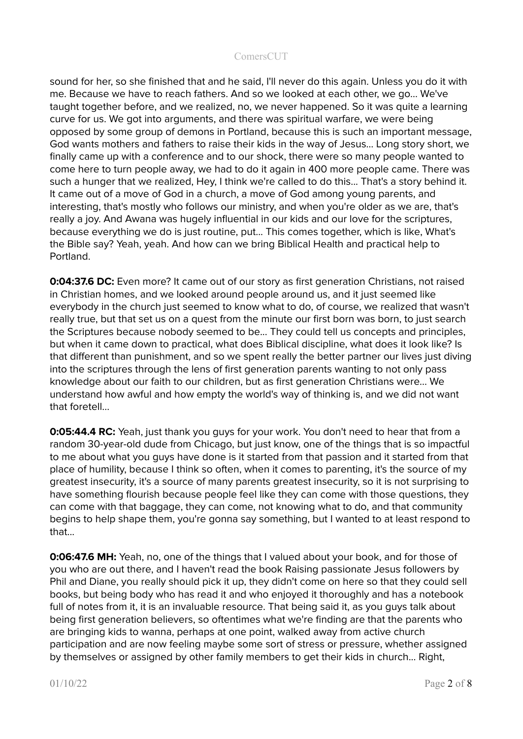sound for her, so she finished that and he said, I'll never do this again. Unless you do it with me. Because we have to reach fathers. And so we looked at each other, we go... We've taught together before, and we realized, no, we never happened. So it was quite a learning curve for us. We got into arguments, and there was spiritual warfare, we were being opposed by some group of demons in Portland, because this is such an important message, God wants mothers and fathers to raise their kids in the way of Jesus... Long story short, we finally came up with a conference and to our shock, there were so many people wanted to come here to turn people away, we had to do it again in 400 more people came. There was such a hunger that we realized, Hey, I think we're called to do this... That's a story behind it. It came out of a move of God in a church, a move of God among young parents, and interesting, that's mostly who follows our ministry, and when you're older as we are, that's really a joy. And Awana was hugely influential in our kids and our love for the scriptures, because everything we do is just routine, put... This comes together, which is like, What's the Bible say? Yeah, yeah. And how can we bring Biblical Health and practical help to Portland.

**0:04:37.6 DC:** Even more? It came out of our story as first generation Christians, not raised in Christian homes, and we looked around people around us, and it just seemed like everybody in the church just seemed to know what to do, of course, we realized that wasn't really true, but that set us on a quest from the minute our first born was born, to just search the Scriptures because nobody seemed to be... They could tell us concepts and principles, but when it came down to practical, what does Biblical discipline, what does it look like? Is that different than punishment, and so we spent really the better partner our lives just diving into the scriptures through the lens of first generation parents wanting to not only pass knowledge about our faith to our children, but as first generation Christians were... We understand how awful and how empty the world's way of thinking is, and we did not want that foretell...

**0:05:44.4 RC:** Yeah, just thank you guys for your work. You don't need to hear that from a random 30-year-old dude from Chicago, but just know, one of the things that is so impactful to me about what you guys have done is it started from that passion and it started from that place of humility, because I think so often, when it comes to parenting, it's the source of my greatest insecurity, it's a source of many parents greatest insecurity, so it is not surprising to have something flourish because people feel like they can come with those questions, they can come with that baggage, they can come, not knowing what to do, and that community begins to help shape them, you're gonna say something, but I wanted to at least respond to that...

**0:06:47.6 MH:** Yeah, no, one of the things that I valued about your book, and for those of you who are out there, and I haven't read the book Raising passionate Jesus followers by Phil and Diane, you really should pick it up, they didn't come on here so that they could sell books, but being body who has read it and who enjoyed it thoroughly and has a notebook full of notes from it, it is an invaluable resource. That being said it, as you guys talk about being first generation believers, so oftentimes what we're finding are that the parents who are bringing kids to wanna, perhaps at one point, walked away from active church participation and are now feeling maybe some sort of stress or pressure, whether assigned by themselves or assigned by other family members to get their kids in church... Right,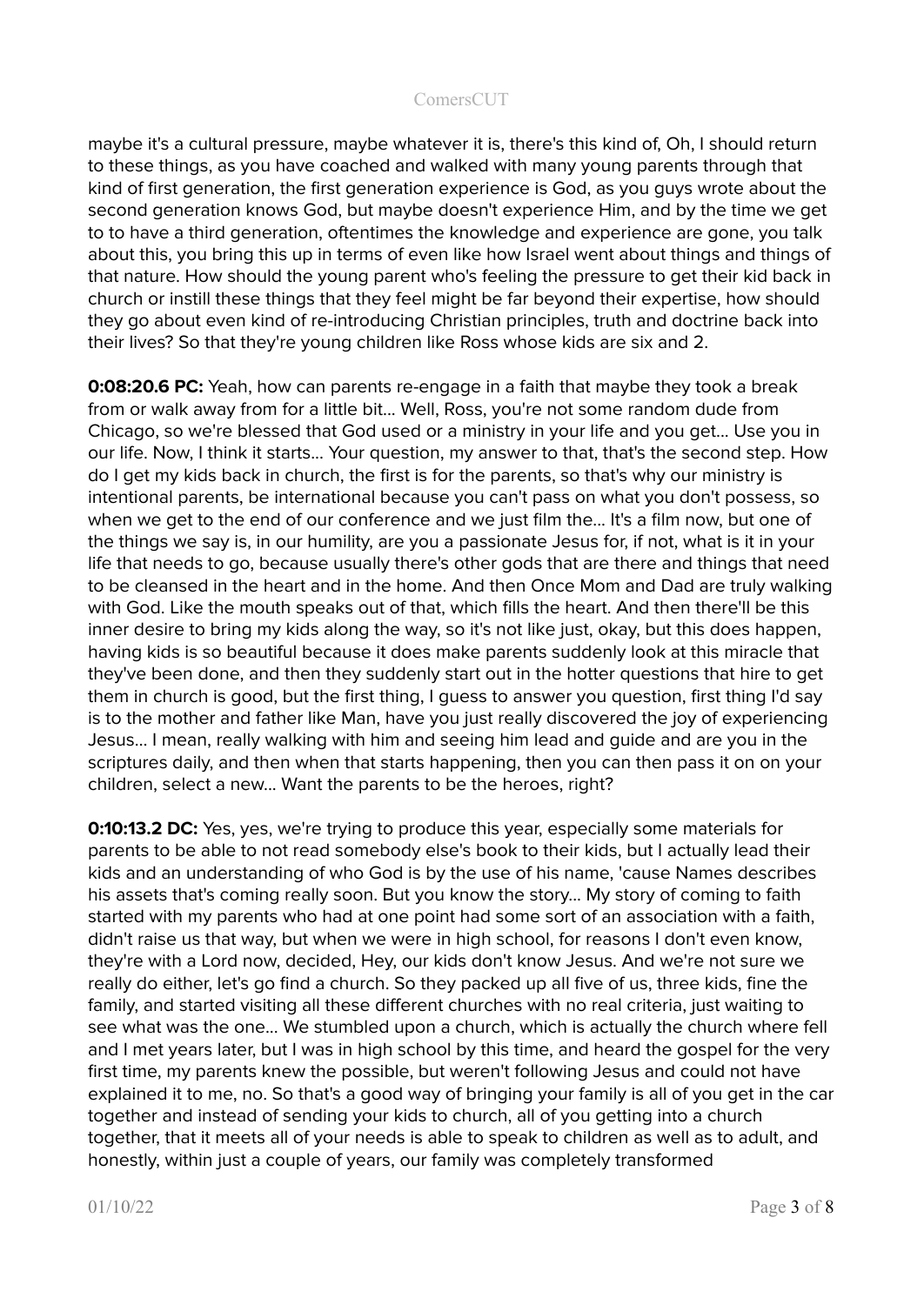maybe it's a cultural pressure, maybe whatever it is, there's this kind of, Oh, I should return to these things, as you have coached and walked with many young parents through that kind of first generation, the first generation experience is God, as you guys wrote about the second generation knows God, but maybe doesn't experience Him, and by the time we get to to have a third generation, oftentimes the knowledge and experience are gone, you talk about this, you bring this up in terms of even like how Israel went about things and things of that nature. How should the young parent who's feeling the pressure to get their kid back in church or instill these things that they feel might be far beyond their expertise, how should they go about even kind of re-introducing Christian principles, truth and doctrine back into their lives? So that they're young children like Ross whose kids are six and 2.

**0:08:20.6 PC:** Yeah, how can parents re-engage in a faith that maybe they took a break from or walk away from for a little bit... Well, Ross, you're not some random dude from Chicago, so we're blessed that God used or a ministry in your life and you get... Use you in our life. Now, I think it starts... Your question, my answer to that, that's the second step. How do I get my kids back in church, the first is for the parents, so that's why our ministry is intentional parents, be international because you can't pass on what you don't possess, so when we get to the end of our conference and we just film the... It's a film now, but one of the things we say is, in our humility, are you a passionate Jesus for, if not, what is it in your life that needs to go, because usually there's other gods that are there and things that need to be cleansed in the heart and in the home. And then Once Mom and Dad are truly walking with God. Like the mouth speaks out of that, which fills the heart. And then there'll be this inner desire to bring my kids along the way, so it's not like just, okay, but this does happen, having kids is so beautiful because it does make parents suddenly look at this miracle that they've been done, and then they suddenly start out in the hotter questions that hire to get them in church is good, but the first thing, I guess to answer you question, first thing I'd say is to the mother and father like Man, have you just really discovered the joy of experiencing Jesus... I mean, really walking with him and seeing him lead and guide and are you in the scriptures daily, and then when that starts happening, then you can then pass it on on your children, select a new... Want the parents to be the heroes, right?

**0:10:13.2 DC:** Yes, yes, we're trying to produce this year, especially some materials for parents to be able to not read somebody else's book to their kids, but I actually lead their kids and an understanding of who God is by the use of his name, 'cause Names describes his assets that's coming really soon. But you know the story... My story of coming to faith started with my parents who had at one point had some sort of an association with a faith, didn't raise us that way, but when we were in high school, for reasons I don't even know, they're with a Lord now, decided, Hey, our kids don't know Jesus. And we're not sure we really do either, let's go find a church. So they packed up all five of us, three kids, fine the family, and started visiting all these different churches with no real criteria, just waiting to see what was the one... We stumbled upon a church, which is actually the church where fell and I met years later, but I was in high school by this time, and heard the gospel for the very first time, my parents knew the possible, but weren't following Jesus and could not have explained it to me, no. So that's a good way of bringing your family is all of you get in the car together and instead of sending your kids to church, all of you getting into a church together, that it meets all of your needs is able to speak to children as well as to adult, and honestly, within just a couple of years, our family was completely transformed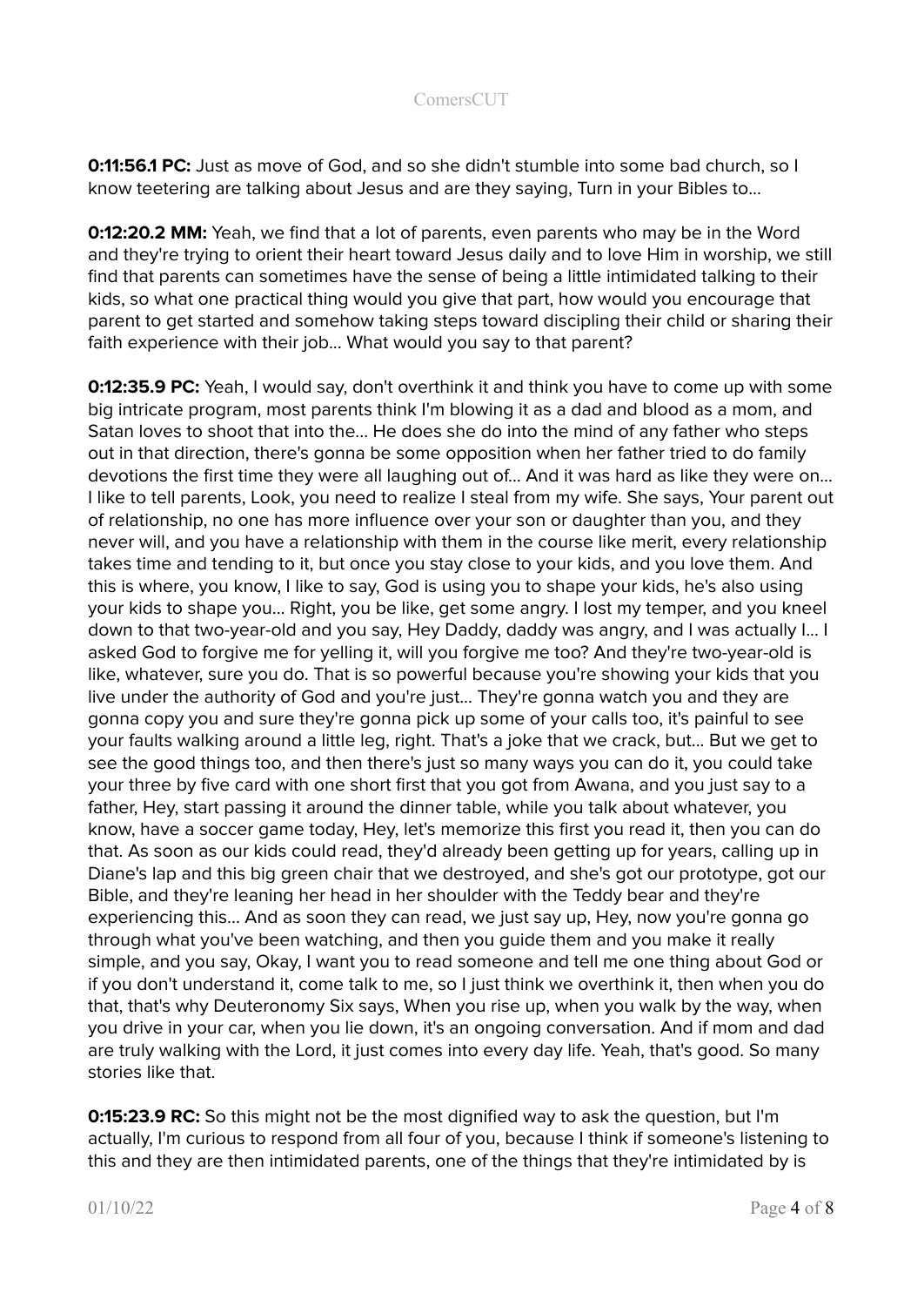**0:11:56.1 PC:** Just as move of God, and so she didn't stumble into some bad church, so I know teetering are talking about Jesus and are they saying, Turn in your Bibles to...

**0:12:20.2 MM:** Yeah, we find that a lot of parents, even parents who may be in the Word and they're trying to orient their heart toward Jesus daily and to love Him in worship, we still find that parents can sometimes have the sense of being a little intimidated talking to their kids, so what one practical thing would you give that part, how would you encourage that parent to get started and somehow taking steps toward discipling their child or sharing their faith experience with their job... What would you say to that parent?

**0:12:35.9 PC:** Yeah, I would say, don't overthink it and think you have to come up with some big intricate program, most parents think I'm blowing it as a dad and blood as a mom, and Satan loves to shoot that into the... He does she do into the mind of any father who steps out in that direction, there's gonna be some opposition when her father tried to do family devotions the first time they were all laughing out of... And it was hard as like they were on... I like to tell parents, Look, you need to realize I steal from my wife. She says, Your parent out of relationship, no one has more influence over your son or daughter than you, and they never will, and you have a relationship with them in the course like merit, every relationship takes time and tending to it, but once you stay close to your kids, and you love them. And this is where, you know, I like to say, God is using you to shape your kids, he's also using your kids to shape you... Right, you be like, get some angry. I lost my temper, and you kneel down to that two-year-old and you say, Hey Daddy, daddy was angry, and I was actually I... I asked God to forgive me for yelling it, will you forgive me too? And they're two-year-old is like, whatever, sure you do. That is so powerful because you're showing your kids that you live under the authority of God and you're just... They're gonna watch you and they are gonna copy you and sure they're gonna pick up some of your calls too, it's painful to see your faults walking around a little leg, right. That's a joke that we crack, but... But we get to see the good things too, and then there's just so many ways you can do it, you could take your three by five card with one short first that you got from Awana, and you just say to a father, Hey, start passing it around the dinner table, while you talk about whatever, you know, have a soccer game today, Hey, let's memorize this first you read it, then you can do that. As soon as our kids could read, they'd already been getting up for years, calling up in Diane's lap and this big green chair that we destroyed, and she's got our prototype, got our Bible, and they're leaning her head in her shoulder with the Teddy bear and they're experiencing this... And as soon they can read, we just say up, Hey, now you're gonna go through what you've been watching, and then you guide them and you make it really simple, and you say, Okay, I want you to read someone and tell me one thing about God or if you don't understand it, come talk to me, so I just think we overthink it, then when you do that, that's why Deuteronomy Six says, When you rise up, when you walk by the way, when you drive in your car, when you lie down, it's an ongoing conversation. And if mom and dad are truly walking with the Lord, it just comes into every day life. Yeah, that's good. So many stories like that.

**0:15:23.9 RC:** So this might not be the most dignified way to ask the question, but I'm actually, I'm curious to respond from all four of you, because I think if someone's listening to this and they are then intimidated parents, one of the things that they're intimidated by is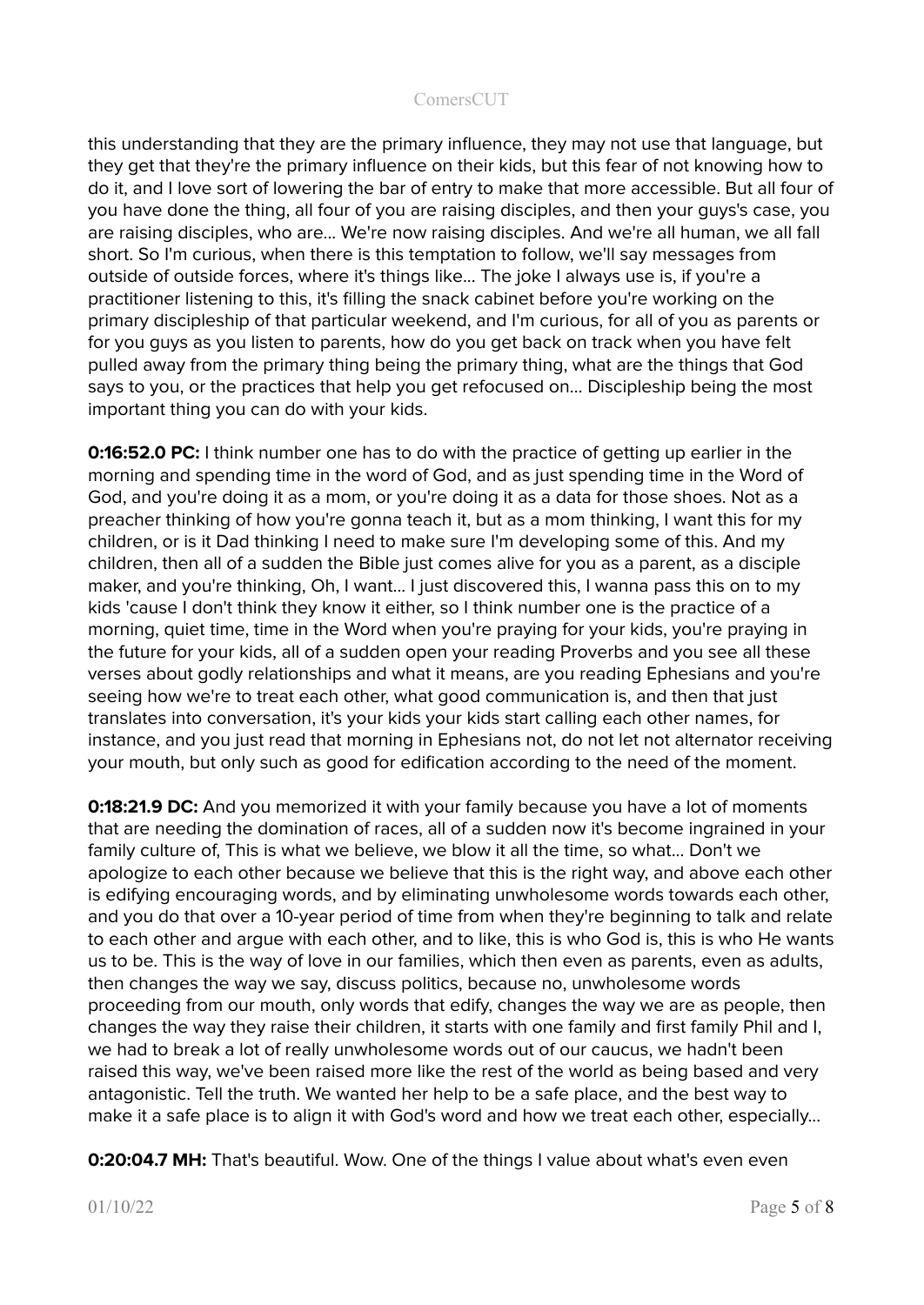this understanding that they are the primary influence, they may not use that language, but they get that they're the primary influence on their kids, but this fear of not knowing how to do it, and I love sort of lowering the bar of entry to make that more accessible. But all four of you have done the thing, all four of you are raising disciples, and then your guys's case, you are raising disciples, who are... We're now raising disciples. And we're all human, we all fall short. So I'm curious, when there is this temptation to follow, we'll say messages from outside of outside forces, where it's things like... The joke I always use is, if you're a practitioner listening to this, it's filling the snack cabinet before you're working on the primary discipleship of that particular weekend, and I'm curious, for all of you as parents or for you guys as you listen to parents, how do you get back on track when you have felt pulled away from the primary thing being the primary thing, what are the things that God says to you, or the practices that help you get refocused on... Discipleship being the most important thing you can do with your kids.

**0:16:52.0 PC:** I think number one has to do with the practice of getting up earlier in the morning and spending time in the word of God, and as just spending time in the Word of God, and you're doing it as a mom, or you're doing it as a data for those shoes. Not as a preacher thinking of how you're gonna teach it, but as a mom thinking, I want this for my children, or is it Dad thinking I need to make sure I'm developing some of this. And my children, then all of a sudden the Bible just comes alive for you as a parent, as a disciple maker, and you're thinking, Oh, I want... I just discovered this, I wanna pass this on to my kids 'cause I don't think they know it either, so I think number one is the practice of a morning, quiet time, time in the Word when you're praying for your kids, you're praying in the future for your kids, all of a sudden open your reading Proverbs and you see all these verses about godly relationships and what it means, are you reading Ephesians and you're seeing how we're to treat each other, what good communication is, and then that just translates into conversation, it's your kids your kids start calling each other names, for instance, and you just read that morning in Ephesians not, do not let not alternator receiving your mouth, but only such as good for edification according to the need of the moment.

**0:18:21.9 DC:** And you memorized it with your family because you have a lot of moments that are needing the domination of races, all of a sudden now it's become ingrained in your family culture of, This is what we believe, we blow it all the time, so what... Don't we apologize to each other because we believe that this is the right way, and above each other is edifying encouraging words, and by eliminating unwholesome words towards each other, and you do that over a 10-year period of time from when they're beginning to talk and relate to each other and argue with each other, and to like, this is who God is, this is who He wants us to be. This is the way of love in our families, which then even as parents, even as adults, then changes the way we say, discuss politics, because no, unwholesome words proceeding from our mouth, only words that edify, changes the way we are as people, then changes the way they raise their children, it starts with one family and first family Phil and I, we had to break a lot of really unwholesome words out of our caucus, we hadn't been raised this way, we've been raised more like the rest of the world as being based and very antagonistic. Tell the truth. We wanted her help to be a safe place, and the best way to make it a safe place is to align it with God's word and how we treat each other, especially...

**0:20:04.7 MH:** That's beautiful. Wow. One of the things I value about what's even even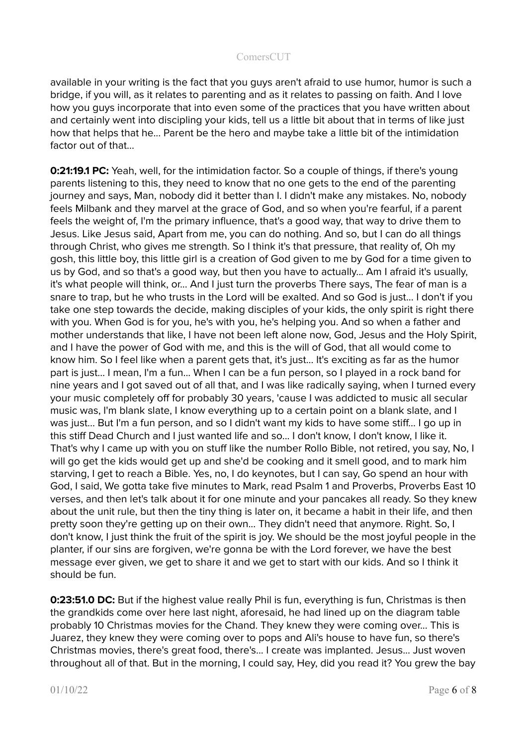available in your writing is the fact that you guys aren't afraid to use humor, humor is such a bridge, if you will, as it relates to parenting and as it relates to passing on faith. And I love how you guys incorporate that into even some of the practices that you have written about and certainly went into discipling your kids, tell us a little bit about that in terms of like just how that helps that he... Parent be the hero and maybe take a little bit of the intimidation factor out of that...

**0:21:19.1 PC:** Yeah, well, for the intimidation factor. So a couple of things, if there's young parents listening to this, they need to know that no one gets to the end of the parenting journey and says, Man, nobody did it better than I. I didn't make any mistakes. No, nobody feels Milbank and they marvel at the grace of God, and so when you're fearful, if a parent feels the weight of, I'm the primary influence, that's a good way, that way to drive them to Jesus. Like Jesus said, Apart from me, you can do nothing. And so, but I can do all things through Christ, who gives me strength. So I think it's that pressure, that reality of, Oh my gosh, this little boy, this little girl is a creation of God given to me by God for a time given to us by God, and so that's a good way, but then you have to actually... Am I afraid it's usually, it's what people will think, or... And I just turn the proverbs There says, The fear of man is a snare to trap, but he who trusts in the Lord will be exalted. And so God is just... I don't if you take one step towards the decide, making disciples of your kids, the only spirit is right there with you. When God is for you, he's with you, he's helping you. And so when a father and mother understands that like, I have not been left alone now, God, Jesus and the Holy Spirit, and I have the power of God with me, and this is the will of God, that all would come to know him. So I feel like when a parent gets that, it's just... It's exciting as far as the humor part is just... I mean, I'm a fun... When I can be a fun person, so I played in a rock band for nine years and I got saved out of all that, and I was like radically saying, when I turned every your music completely off for probably 30 years, 'cause I was addicted to music all secular music was, I'm blank slate, I know everything up to a certain point on a blank slate, and I was just... But I'm a fun person, and so I didn't want my kids to have some stiff... I go up in this stiff Dead Church and I just wanted life and so... I don't know, I don't know, I like it. That's why I came up with you on stuff like the number Rollo Bible, not retired, you say, No, I will go get the kids would get up and she'd be cooking and it smell good, and to mark him starving, I get to reach a Bible. Yes, no, I do keynotes, but I can say, Go spend an hour with God, I said, We gotta take five minutes to Mark, read Psalm 1 and Proverbs, Proverbs East 10 verses, and then let's talk about it for one minute and your pancakes all ready. So they knew about the unit rule, but then the tiny thing is later on, it became a habit in their life, and then pretty soon they're getting up on their own... They didn't need that anymore. Right. So, I don't know, I just think the fruit of the spirit is joy. We should be the most joyful people in the planter, if our sins are forgiven, we're gonna be with the Lord forever, we have the best message ever given, we get to share it and we get to start with our kids. And so I think it should be fun.

**0:23:51.0 DC:** But if the highest value really Phil is fun, everything is fun, Christmas is then the grandkids come over here last night, aforesaid, he had lined up on the diagram table probably 10 Christmas movies for the Chand. They knew they were coming over... This is Juarez, they knew they were coming over to pops and Ali's house to have fun, so there's Christmas movies, there's great food, there's... I create was implanted. Jesus... Just woven throughout all of that. But in the morning, I could say, Hey, did you read it? You grew the bay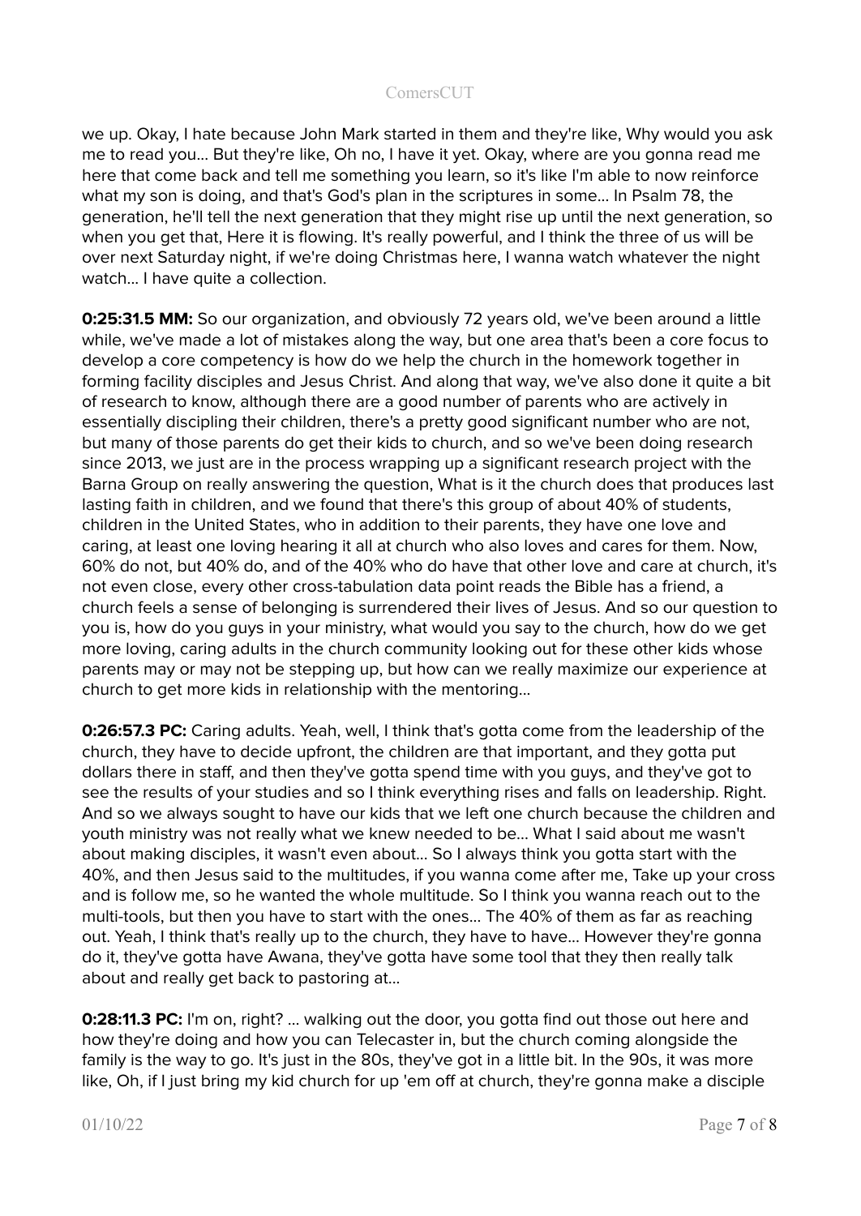we up. Okay, I hate because John Mark started in them and they're like, Why would you ask me to read you... But they're like, Oh no, I have it yet. Okay, where are you gonna read me here that come back and tell me something you learn, so it's like I'm able to now reinforce what my son is doing, and that's God's plan in the scriptures in some... In Psalm 78, the generation, he'll tell the next generation that they might rise up until the next generation, so when you get that, Here it is flowing. It's really powerful, and I think the three of us will be over next Saturday night, if we're doing Christmas here, I wanna watch whatever the night watch... I have quite a collection.

**0:25:31.5 MM:** So our organization, and obviously 72 years old, we've been around a little while, we've made a lot of mistakes along the way, but one area that's been a core focus to develop a core competency is how do we help the church in the homework together in forming facility disciples and Jesus Christ. And along that way, we've also done it quite a bit of research to know, although there are a good number of parents who are actively in essentially discipling their children, there's a pretty good significant number who are not, but many of those parents do get their kids to church, and so we've been doing research since 2013, we just are in the process wrapping up a significant research project with the Barna Group on really answering the question, What is it the church does that produces last lasting faith in children, and we found that there's this group of about 40% of students, children in the United States, who in addition to their parents, they have one love and caring, at least one loving hearing it all at church who also loves and cares for them. Now, 60% do not, but 40% do, and of the 40% who do have that other love and care at church, it's not even close, every other cross-tabulation data point reads the Bible has a friend, a church feels a sense of belonging is surrendered their lives of Jesus. And so our question to you is, how do you guys in your ministry, what would you say to the church, how do we get more loving, caring adults in the church community looking out for these other kids whose parents may or may not be stepping up, but how can we really maximize our experience at church to get more kids in relationship with the mentoring...

**0:26:57.3 PC:** Caring adults. Yeah, well, I think that's gotta come from the leadership of the church, they have to decide upfront, the children are that important, and they gotta put dollars there in staff, and then they've gotta spend time with you guys, and they've got to see the results of your studies and so I think everything rises and falls on leadership. Right. And so we always sought to have our kids that we left one church because the children and youth ministry was not really what we knew needed to be... What I said about me wasn't about making disciples, it wasn't even about... So I always think you gotta start with the 40%, and then Jesus said to the multitudes, if you wanna come after me, Take up your cross and is follow me, so he wanted the whole multitude. So I think you wanna reach out to the multi-tools, but then you have to start with the ones... The 40% of them as far as reaching out. Yeah, I think that's really up to the church, they have to have... However they're gonna do it, they've gotta have Awana, they've gotta have some tool that they then really talk about and really get back to pastoring at...

**0:28:11.3 PC:** I'm on, right? ... walking out the door, you gotta find out those out here and how they're doing and how you can Telecaster in, but the church coming alongside the family is the way to go. It's just in the 80s, they've got in a little bit. In the 90s, it was more like, Oh, if I just bring my kid church for up 'em off at church, they're gonna make a disciple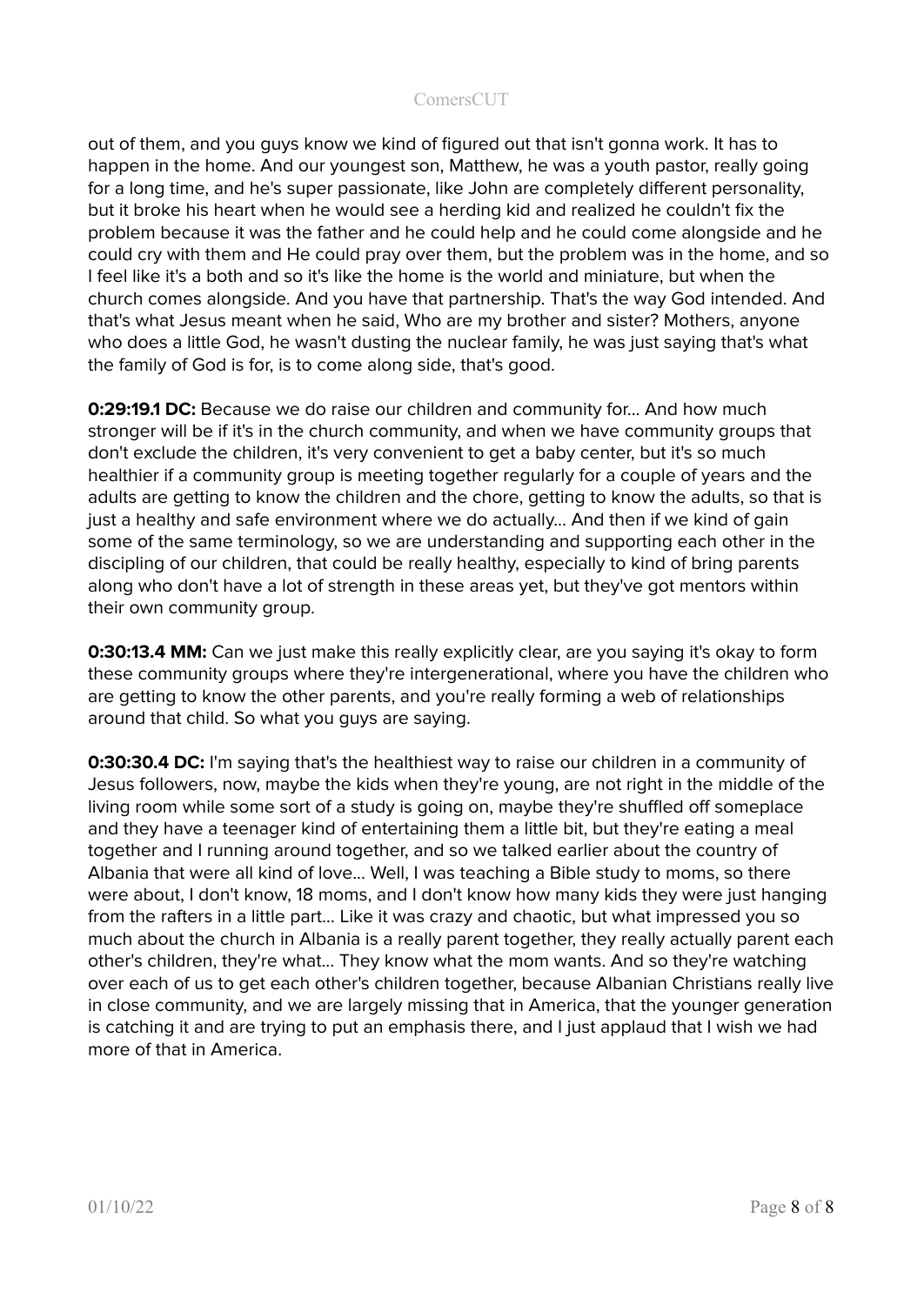out of them, and you guys know we kind of figured out that isn't gonna work. It has to happen in the home. And our youngest son, Matthew, he was a youth pastor, really going for a long time, and he's super passionate, like John are completely different personality, but it broke his heart when he would see a herding kid and realized he couldn't fix the problem because it was the father and he could help and he could come alongside and he could cry with them and He could pray over them, but the problem was in the home, and so I feel like it's a both and so it's like the home is the world and miniature, but when the church comes alongside. And you have that partnership. That's the way God intended. And that's what Jesus meant when he said, Who are my brother and sister? Mothers, anyone who does a little God, he wasn't dusting the nuclear family, he was just saying that's what the family of God is for, is to come along side, that's good.

**0:29:19.1 DC:** Because we do raise our children and community for... And how much stronger will be if it's in the church community, and when we have community groups that don't exclude the children, it's very convenient to get a baby center, but it's so much healthier if a community group is meeting together regularly for a couple of years and the adults are getting to know the children and the chore, getting to know the adults, so that is just a healthy and safe environment where we do actually... And then if we kind of gain some of the same terminology, so we are understanding and supporting each other in the discipling of our children, that could be really healthy, especially to kind of bring parents along who don't have a lot of strength in these areas yet, but they've got mentors within their own community group.

**0:30:13.4 MM:** Can we just make this really explicitly clear, are you saying it's okay to form these community groups where they're intergenerational, where you have the children who are getting to know the other parents, and you're really forming a web of relationships around that child. So what you guys are saying.

**0:30:30.4 DC:** I'm saying that's the healthiest way to raise our children in a community of Jesus followers, now, maybe the kids when they're young, are not right in the middle of the living room while some sort of a study is going on, maybe they're shuffled off someplace and they have a teenager kind of entertaining them a little bit, but they're eating a meal together and I running around together, and so we talked earlier about the country of Albania that were all kind of love... Well, I was teaching a Bible study to moms, so there were about, I don't know, 18 moms, and I don't know how many kids they were just hanging from the rafters in a little part... Like it was crazy and chaotic, but what impressed you so much about the church in Albania is a really parent together, they really actually parent each other's children, they're what... They know what the mom wants. And so they're watching over each of us to get each other's children together, because Albanian Christians really live in close community, and we are largely missing that in America, that the younger generation is catching it and are trying to put an emphasis there, and I just applaud that I wish we had more of that in America.